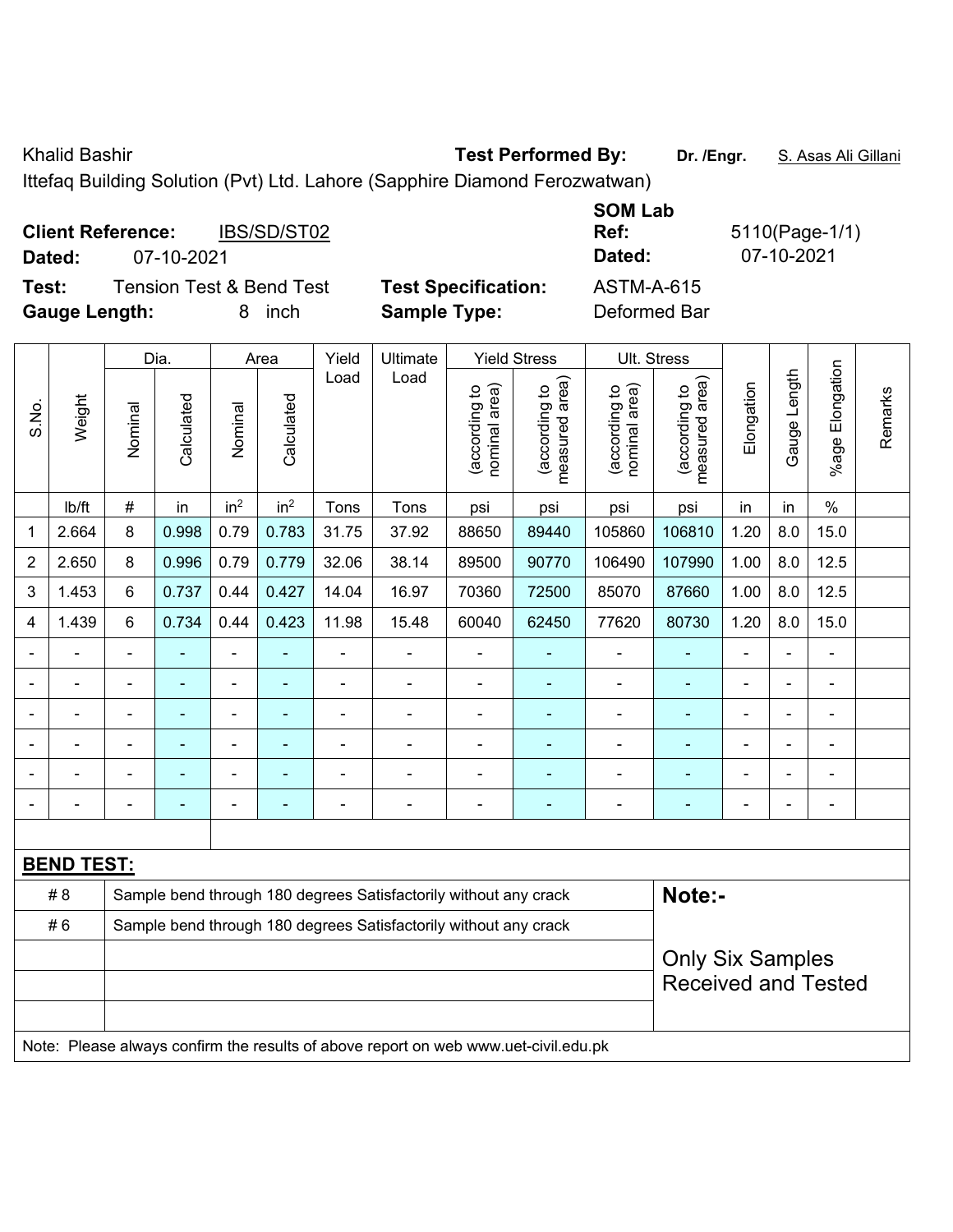Khalid Bashir

Ittefaq Building Solution (Pvt) Ltd. Lahore (Sapphire Diamond Ferozwatwan)

**Test Performed By:** Dr. /Engr. S. Asas Ali Gillani

**Client Reference:** IBS/SD/ST02

**Dated:** 07-10-2021

**SOM Lab Ref:** 5110(Page-1/1)

**Dated:** 07-10-2021

**Test:** Tension Test & Bend Test

**Test Specification:** ASTM-A-615

**Gauge Length:** 8 inch

**Sample Type:** Deformed Bar

| S.No. | Weight | Dia. | | Area | | Yield Load | Ultimate Load | Yield Stress | | Ult. Stress | | Elongation | Gauge Length | %age Elongation | Remarks |
|---|---|---|---|---|---|---|---|---|---|---|---|---|---|---|---|
| | | Nominal | Calculated | Nominal | Calculated | | | (according to nominal area) | (according to measured area) | (according to nominal area) | (according to measured area) | | | | |
| | lb/ft | # | in | in$^2$ | in$^2$ | Tons | Tons | psi | psi | psi | psi | in | in | % | |
| 1 | 2.664 | 8 | 0.998 | 0.79 | 0.783 | 31.75 | 37.92 | 88650 | 89440 | 105860 | 106810 | 1.20 | 8.0 | 15.0 | |
| 2 | 2.650 | 8 | 0.996 | 0.79 | 0.779 | 32.06 | 38.14 | 89500 | 90770 | 106490 | 107990 | 1.00 | 8.0 | 12.5 | |
| 3 | 1.453 | 6 | 0.737 | 0.44 | 0.427 | 14.04 | 16.97 | 70360 | 72500 | 85070 | 87660 | 1.00 | 8.0 | 12.5 | |
| 4 | 1.439 | 6 | 0.734 | 0.44 | 0.423 | 11.98 | 15.48 | 60040 | 62450 | 77620 | 80730 | 1.20 | 8.0 | 15.0 | |
| - | - | - | - | - | - | - | - | - | - | - | - | - | - | - | |
| - | - | - | - | - | - | - | - | - | - | - | - | - | - | - | |
| - | - | - | - | - | - | - | - | - | - | - | - | - | - | - | |
| - | - | - | - | - | - | - | - | - | - | - | - | - | - | - | |
| - | - | - | - | - | - | - | - | - | - | - | - | - | - | - | |
| - | - | - | - | - | - | - | - | - | - | - | - | - | - | - | |

**BEND TEST:**

| | | |
|---|---|---|
| # 8 | Sample bend through 180 degrees Satisfactorily without any crack | **Note:-** |
| # 6 | Sample bend through 180 degrees Satisfactorily without any crack | Only Six Samples Received and Tested |

Note: Please always confirm the results of above report on web www.uet-civil.edu.pk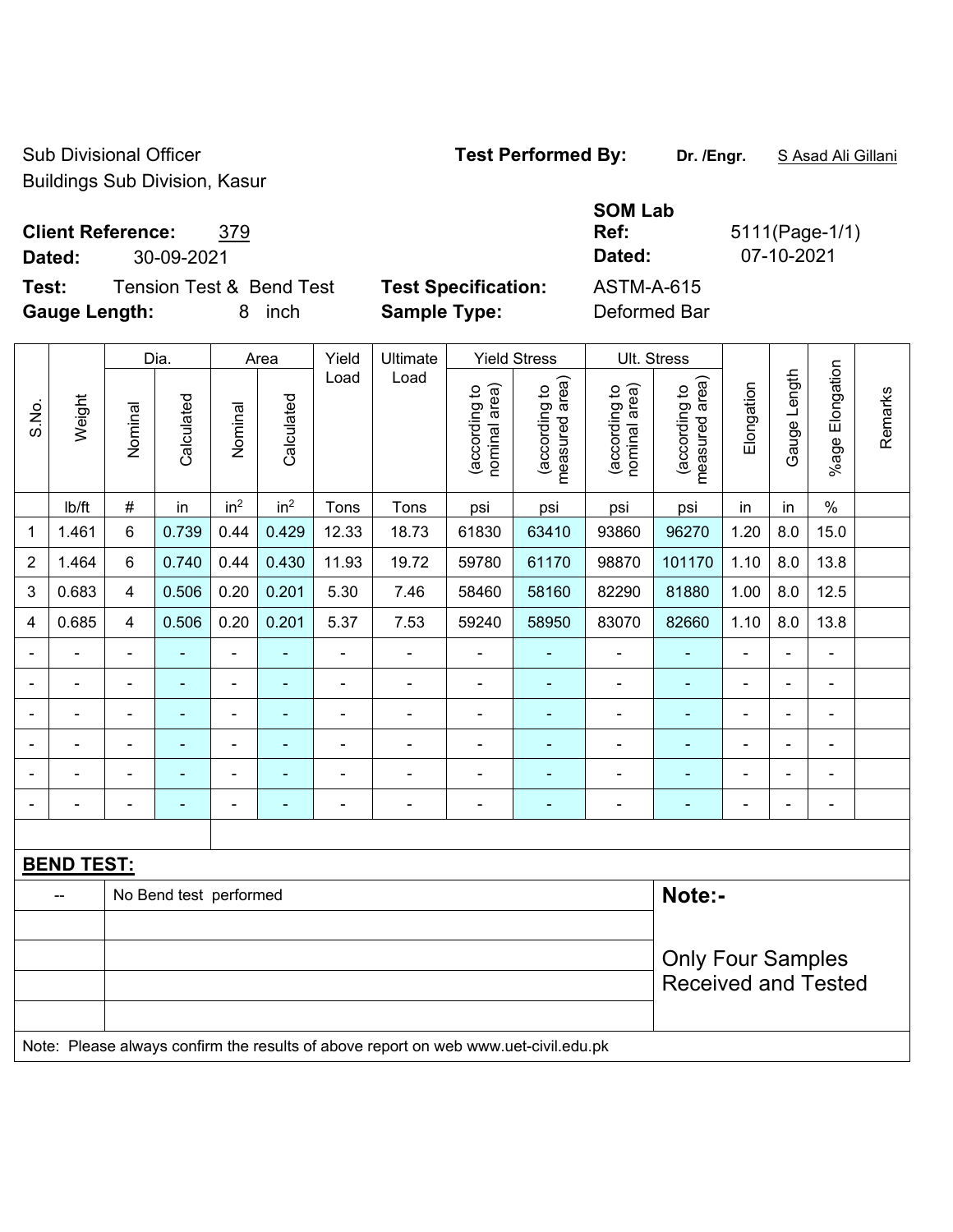Sub Divisional Officer
Buildings Sub Division, Kasur

**Test Performed By:** **Dr. /Engr.** S Asad Ali Gillani

**Client Reference:** 379
**Dated:** 30-09-2021

**SOM Lab Ref:** 5111(Page-1/1)
**Dated:** 07-10-2021

**Test:** Tension Test & Bend Test
**Gauge Length:** 8 inch

**Test Specification:** ASTM-A-615
**Sample Type:** Deformed Bar

| S.No. | Weight | Dia. | | Area | | Yield Load | Ultimate Load | Yield Stress | | Ult. Stress | | Elongation | Gauge Length | %age Elongation | Remarks |
|---|---|---|---|---|---|---|---|---|---|---|---|---|---|---|---|
| | | Nominal | Calculated | Nominal | Calculated | | | (according to nominal area) | (according to measured area) | (according to nominal area) | (according to measured area) | | | | |
| | lb/ft | # | in | $in^2$ | $in^2$ | Tons | Tons | psi | psi | psi | psi | in | in | % | |
| 1 | 1.461 | 6 | 0.739 | 0.44 | 0.429 | 12.33 | 18.73 | 61830 | 63410 | 93860 | 96270 | 1.20 | 8.0 | 15.0 | |
| 2 | 1.464 | 6 | 0.740 | 0.44 | 0.430 | 11.93 | 19.72 | 59780 | 61170 | 98870 | 101170 | 1.10 | 8.0 | 13.8 | |
| 3 | 0.683 | 4 | 0.506 | 0.20 | 0.201 | 5.30 | 7.46 | 58460 | 58160 | 82290 | 81880 | 1.00 | 8.0 | 12.5 | |
| 4 | 0.685 | 4 | 0.506 | 0.20 | 0.201 | 5.37 | 7.53 | 59240 | 58950 | 83070 | 82660 | 1.10 | 8.0 | 13.8 | |
| - | - | - | - | - | - | - | - | - | - | - | - | - | - | - | |
| - | - | - | - | - | - | - | - | - | - | - | - | - | - | - | |
| - | - | - | - | - | - | - | - | - | - | - | - | - | - | - | |
| - | - | - | - | - | - | - | - | - | - | - | - | - | - | - | |
| - | - | - | - | - | - | - | - | - | - | - | - | - | - | - | |
| - | - | - | - | - | - | - | - | - | - | - | - | - | - | - | |

**BEND TEST:**

| -- | No Bend test performed |
|---|---|

**Note:-**

Only Four Samples Received and Tested

Note: Please always confirm the results of above report on web www.uet-civil.edu.pk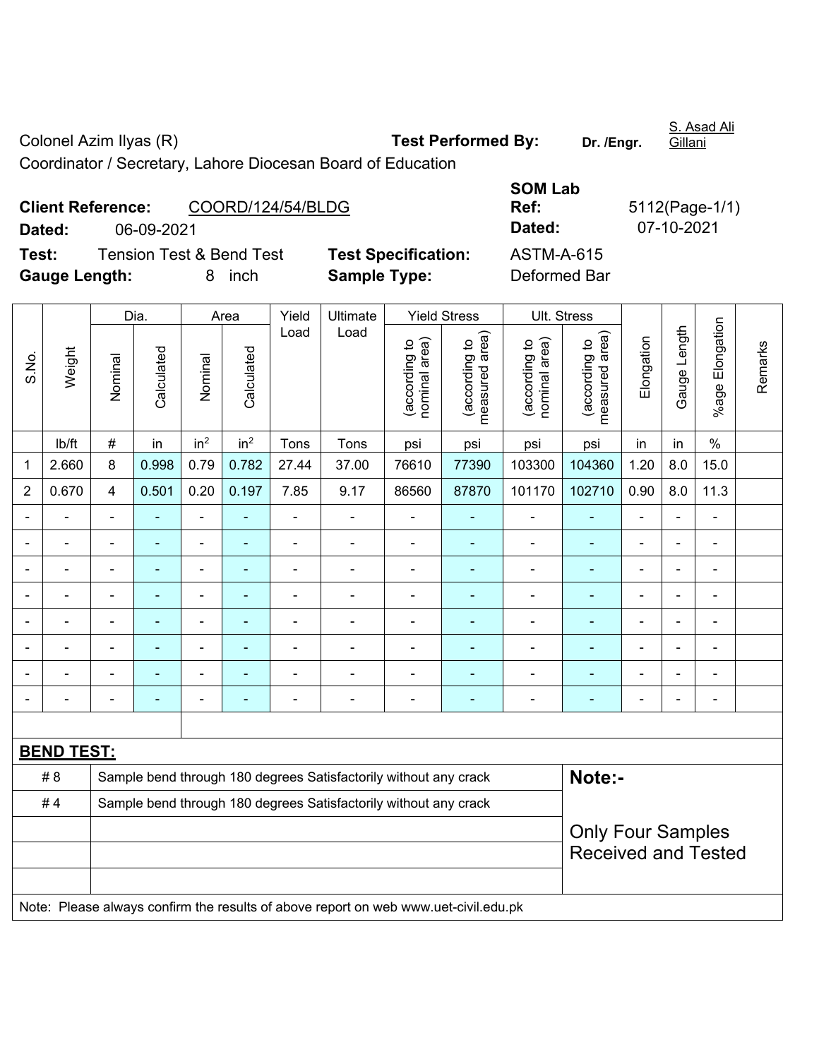Colonel Azim Ilyas (R)
Coordinator / Secretary, Lahore Diocesan Board of Education

**Test Performed By:** Dr. /Engr. S. Asad Ali Gillani

**Client Reference:** COORD/124/54/BLDG
**Dated:** 06-09-2021

**SOM Lab Ref:** 5112(Page-1/1)
**Dated:** 07-10-2021

**Test:** Tension Test & Bend Test
**Test Specification:** ASTM-A-615
**Gauge Length:** 8 inch
**Sample Type:** Deformed Bar

| S.No. | Weight | Dia. | | Area | | Yield Load | Ultimate Load | Yield Stress | | Ult. Stress | | Elongation | Gauge Length | %age Elongation | Remarks |
|---|---|---|---|---|---|---|---|---|---|---|---|---|---|---|---|
| | | Nominal | Calculated | Nominal | Calculated | | | (according to nominal area) | (according to measured area) | (according to nominal area) | (according to measured area) | | | | |
| | lb/ft | # | in | $in^2$ | $in^2$ | Tons | Tons | psi | psi | psi | psi | in | in | % | |
| 1 | 2.660 | 8 | 0.998 | 0.79 | 0.782 | 27.44 | 37.00 | 76610 | 77390 | 103300 | 104360 | 1.20 | 8.0 | 15.0 | |
| 2 | 0.670 | 4 | 0.501 | 0.20 | 0.197 | 7.85 | 9.17 | 86560 | 87870 | 101170 | 102710 | 0.90 | 8.0 | 11.3 | |
| - | - | - | - | - | - | - | - | - | - | - | - | - | - | - | |
| - | - | - | - | - | - | - | - | - | - | - | - | - | - | - | |
| - | - | - | - | - | - | - | - | - | - | - | - | - | - | - | |
| - | - | - | - | - | - | - | - | - | - | - | - | - | - | - | |
| - | - | - | - | - | - | - | - | - | - | - | - | - | - | - | |
| - | - | - | - | - | - | - | - | - | - | - | - | - | - | - | |
| - | - | - | - | - | - | - | - | - | - | - | - | - | - | - | |
| - | - | - | - | - | - | - | - | - | - | - | - | - | - | - | |

**BEND TEST:**

| | |
|---|---|
| # 8 | Sample bend through 180 degrees Satisfactorily without any crack |
| # 4 | Sample bend through 180 degrees Satisfactorily without any crack |

**Note:-**

Only Four Samples Received and Tested

Note: Please always confirm the results of above report on web www.uet-civil.edu.pk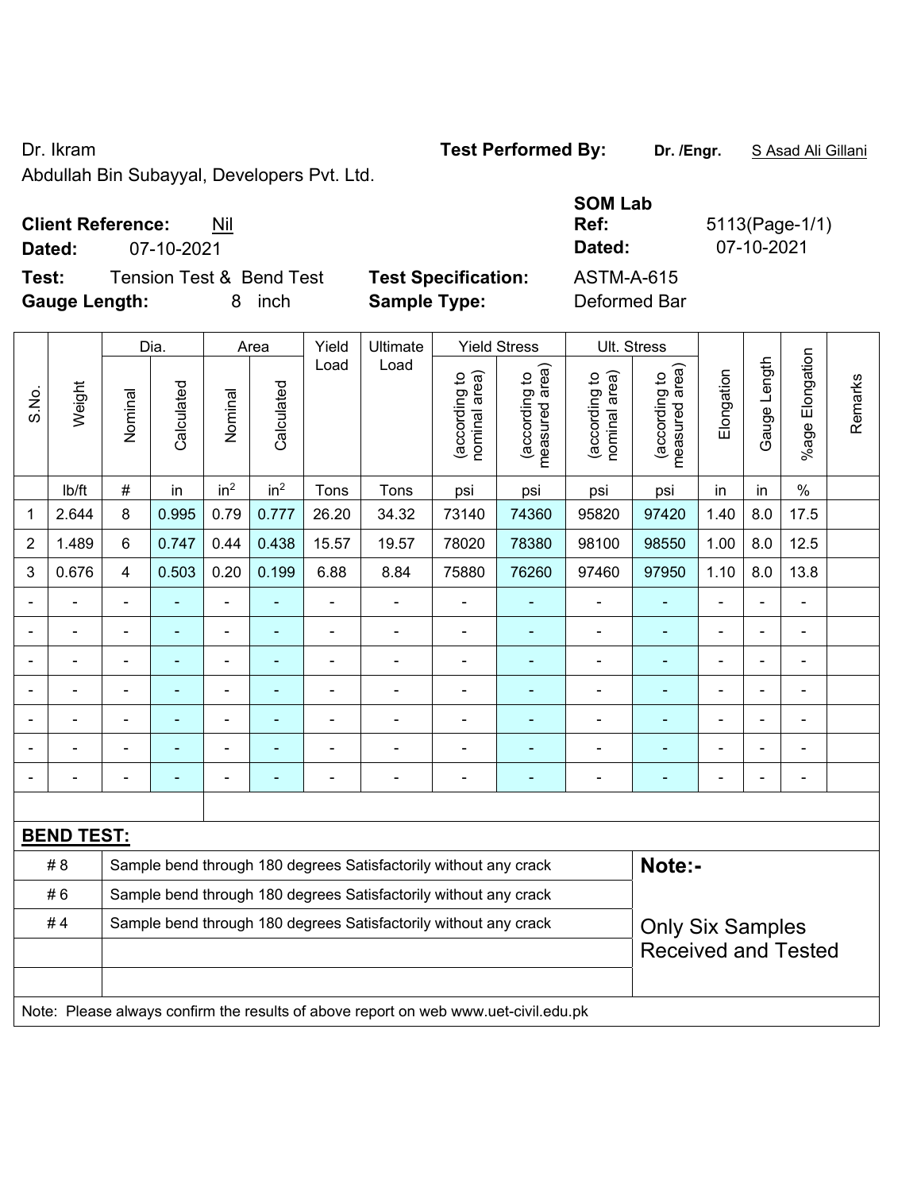Dr. Ikram

Abdullah Bin Subayyal, Developers Pvt. Ltd.

**Test Performed By:** **Dr. /Engr.** S Asad Ali Gillani

**SOM Lab**

**Client Reference:** Nil

**Dated:** 07-10-2021

**Ref:** 5113(Page-1/1)

**Dated:** 07-10-2021

**Test:** Tension Test & Bend Test

**Gauge Length:** 8 inch

**Test Specification:** ASTM-A-615

**Sample Type:** Deformed Bar

| S.No. | Weight | Dia. | | Area | | Yield Load | Ultimate Load | Yield Stress | | Ult. Stress | | Elongation | Gauge Length | %age Elongation | Remarks |
|---|---|---|---|---|---|---|---|---|---|---|---|---|---|---|---|
| | | Nominal | Calculated | Nominal | Calculated | | | (according to nominal area) | (according to measured area) | (according to nominal area) | (according to measured area) | | | | |
| | lb/ft | # | in | $in^2$ | $in^2$ | Tons | Tons | psi | psi | psi | psi | in | in | % | |
| 1 | 2.644 | 8 | 0.995 | 0.79 | 0.777 | 26.20 | 34.32 | 73140 | 74360 | 95820 | 97420 | 1.40 | 8.0 | 17.5 | |
| 2 | 1.489 | 6 | 0.747 | 0.44 | 0.438 | 15.57 | 19.57 | 78020 | 78380 | 98100 | 98550 | 1.00 | 8.0 | 12.5 | |
| 3 | 0.676 | 4 | 0.503 | 0.20 | 0.199 | 6.88 | 8.84 | 75880 | 76260 | 97460 | 97950 | 1.10 | 8.0 | 13.8 | |
| - | - | - | - | - | - | - | - | - | - | - | - | - | - | - | |
| - | - | - | - | - | - | - | - | - | - | - | - | - | - | - | |
| - | - | - | - | - | - | - | - | - | - | - | - | - | - | - | |
| - | - | - | - | - | - | - | - | - | - | - | - | - | - | - | |
| - | - | - | - | - | - | - | - | - | - | - | - | - | - | - | |
| - | - | - | - | - | - | - | - | - | - | - | - | - | - | - | |
| - | - | - | - | - | - | - | - | - | - | - | - | - | - | - | |

**BEND TEST:**

| | | |
|---|---|---|
| # 8 | Sample bend through 180 degrees Satisfactorily without any crack | **Note:-** |
| # 6 | Sample bend through 180 degrees Satisfactorily without any crack | |
| # 4 | Sample bend through 180 degrees Satisfactorily without any crack | Only Six Samples Received and Tested |

Note: Please always confirm the results of above report on web www.uet-civil.edu.pk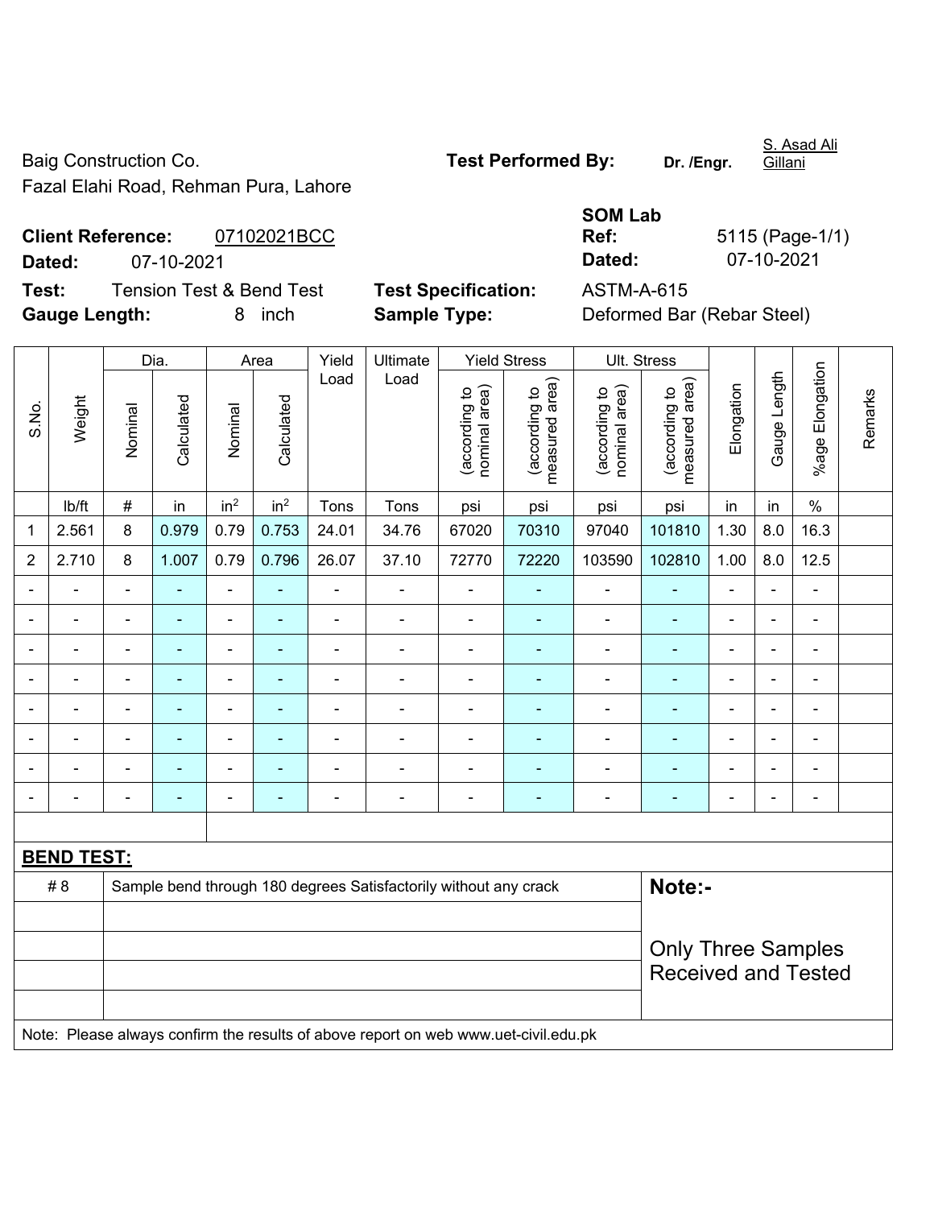Baig Construction Co.
Fazal Elahi Road, Rehman Pura, Lahore

**Test Performed By:** **Dr. /Engr.** S. Asad Ali Gillani

**Client Reference:** 07102021BCC
**Dated:** 07-10-2021

**SOM Lab Ref:** 5115 (Page-1/1)
**Dated:** 07-10-2021

**Test:** Tension Test & Bend Test
**Gauge Length:** 8 inch

**Test Specification:** ASTM-A-615
**Sample Type:** Deformed Bar (Rebar Steel)

| S.No. | Weight | Dia. | | Area | | Yield Load | Ultimate Load | Yield Stress | | Ult. Stress | | Elongation | Gauge Length | %age Elongation | Remarks |
|---|---|---|---|---|---|---|---|---|---|---|---|---|---|---|---|
| | | Nominal | Calculated | Nominal | Calculated | | | (according to nominal area) | (according to measured area) | (according to nominal area) | (according to measured area) | | | | |
| | lb/ft | # | in | $in^2$ | $in^2$ | Tons | Tons | psi | psi | psi | psi | in | in | % | |
| 1 | 2.561 | 8 | 0.979 | 0.79 | 0.753 | 24.01 | 34.76 | 67020 | 70310 | 97040 | 101810 | 1.30 | 8.0 | 16.3 | |
| 2 | 2.710 | 8 | 1.007 | 0.79 | 0.796 | 26.07 | 37.10 | 72770 | 72220 | 103590 | 102810 | 1.00 | 8.0 | 12.5 | |
| - | - | - | - | - | - | - | - | - | - | - | - | - | - | - | |
| - | - | - | - | - | - | - | - | - | - | - | - | - | - | - | |
| - | - | - | - | - | - | - | - | - | - | - | - | - | - | - | |
| - | - | - | - | - | - | - | - | - | - | - | - | - | - | - | |
| - | - | - | - | - | - | - | - | - | - | - | - | - | - | - | |
| - | - | - | - | - | - | - | - | - | - | - | - | - | - | - | |
| - | - | - | - | - | - | - | - | - | - | - | - | - | - | - | |
| - | - | - | - | - | - | - | - | - | - | - | - | - | - | - | |

**BEND TEST:**

| | |
|---|---|
| # 8 | Sample bend through 180 degrees Satisfactorily without any crack |

**Note:-**

Only Three Samples Received and Tested

Note: Please always confirm the results of above report on web www.uet-civil.edu.pk